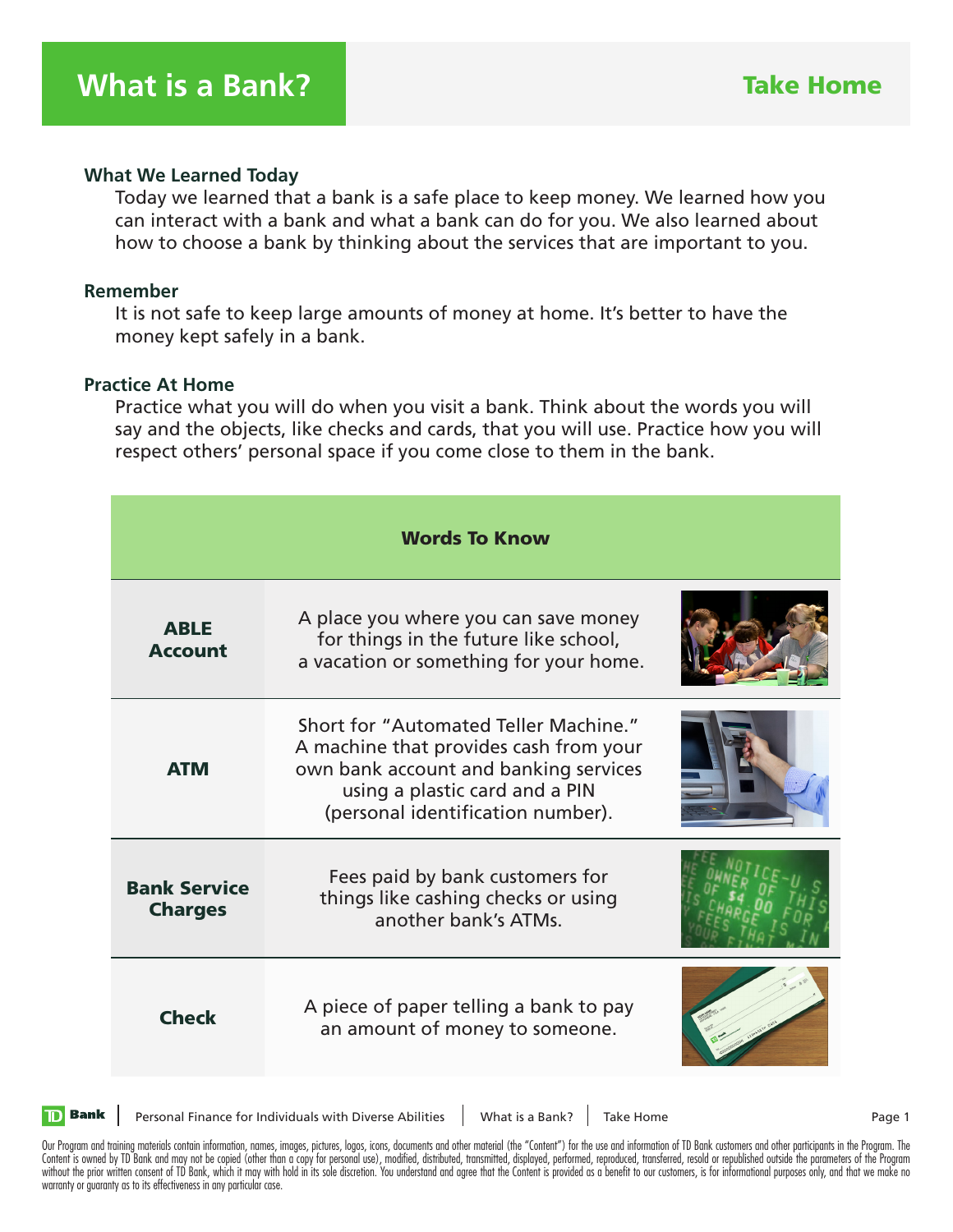# What is a Bank?

## Take Home

### What We Learned Today

Today we learned that a bank is a safe place to keep money. We learned how you can interact with a bank and what a bank can do for you. We also learned about how to choose a bank by thinking about the services that are important to you.

### Remember

It is not safe to keep large amounts of money at home. It's better to have the money kept safely in a bank.

### Practice At Home

Practice what you will do when you visit a bank. Think about the words you will say and the objects, like checks and cards, that you will use. Practice how you will respect others' personal space if you come close to them in the bank.

| Words To Know | |
|---|---|
| **ABLE Account** | A place you where you can save money for things in the future like school, a vacation or something for your home. |
| **ATM** | Short for "Automated Teller Machine." A machine that provides cash from your own bank account and banking services using a plastic card and a PIN (personal identification number). |
| **Bank Service Charges** | Fees paid by bank customers for things like cashing checks or using another bank's ATMs. |
| **Check** | A piece of paper telling a bank to pay an amount of money to someone. |

Our Program and training materials contain information, names, images, pictures, logos, icons, documents and other material (the "Content") for the use and information of TD Bank customers and other participants in the Program. The Content is owned by TD Bank and may not be copied (other than a copy for personal use), modified, distributed, transmitted, displayed, performed, reproduced, transferred, resold or republished outside the parameters of the Program without the prior written consent of TD Bank, which it may with hold in its sole discretion. You understand and agree that the Content is provided as a benefit to our customers, is for informational purposes only, and that we make no warranty or guaranty as to its effectiveness in any particular case.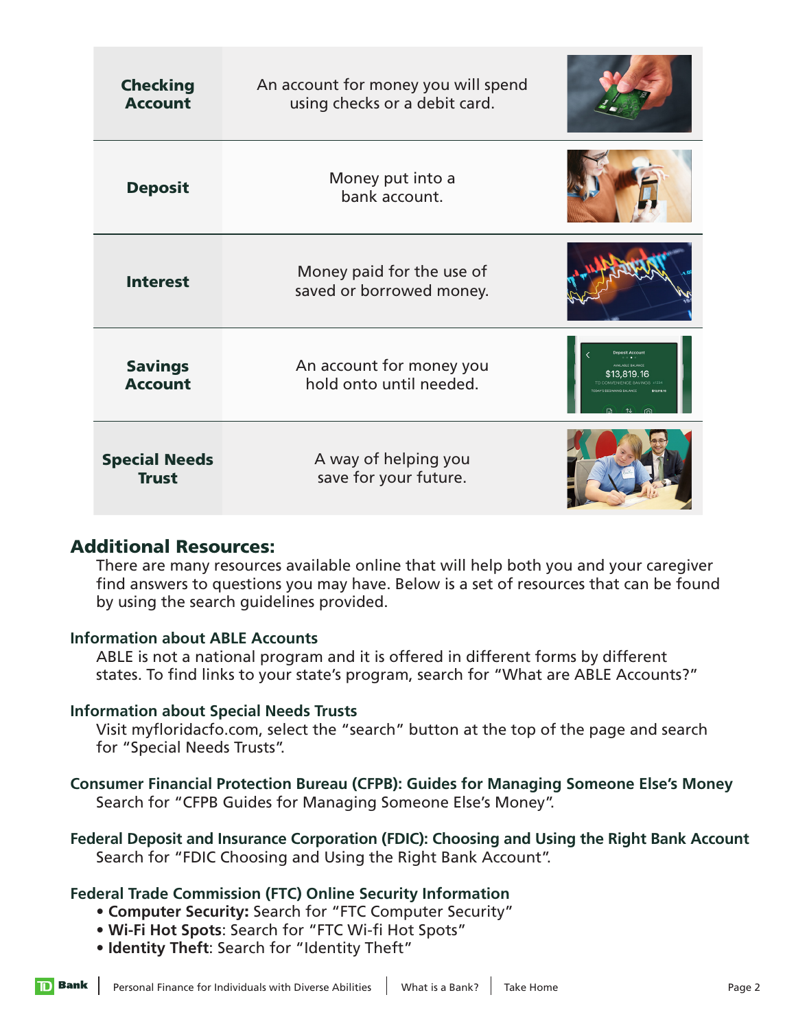| | |
|---|---|
| **Checking Account** | An account for money you will spend using checks or a debit card. |
| **Deposit** | Money put into a bank account. |
| **Interest** | Money paid for the use of saved or borrowed money. |
| **Savings Account** | An account for money you hold onto until needed. |
| **Special Needs Trust** | A way of helping you save for your future. |

## Additional Resources:

There are many resources available online that will help both you and your caregiver find answers to questions you may have. Below is a set of resources that can be found by using the search guidelines provided.

### Information about ABLE Accounts

ABLE is not a national program and it is offered in different forms by different states. To find links to your state's program, search for "What are ABLE Accounts?"

### Information about Special Needs Trusts

Visit myfloridacfo.com, select the "search" button at the top of the page and search for "Special Needs Trusts".

### Consumer Financial Protection Bureau (CFPB): Guides for Managing Someone Else's Money

Search for "CFPB Guides for Managing Someone Else's Money".

### Federal Deposit and Insurance Corporation (FDIC): Choosing and Using the Right Bank Account

Search for "FDIC Choosing and Using the Right Bank Account".

### Federal Trade Commission (FTC) Online Security Information

- **Computer Security:** Search for "FTC Computer Security"
- **Wi-Fi Hot Spots**: Search for "FTC Wi-fi Hot Spots"
- **Identity Theft**: Search for "Identity Theft"